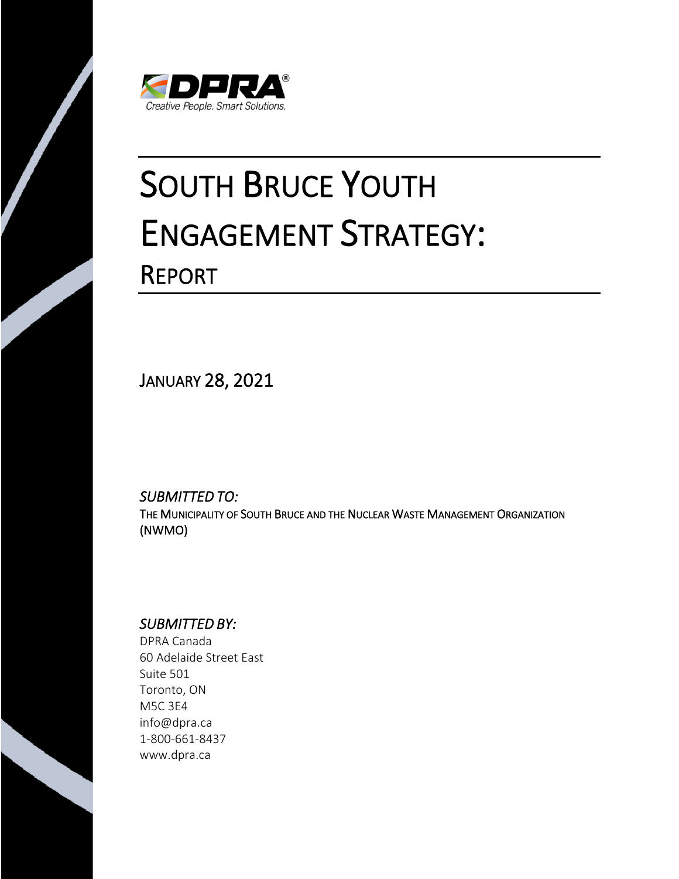DPRA®
*Creative People. Smart Solutions.*

# SOUTH BRUCE YOUTH ENGAGEMENT STRATEGY:

## REPORT

JANUARY 28, 2021

*SUBMITTED TO:*

THE MUNICIPALITY OF SOUTH BRUCE AND THE NUCLEAR WASTE MANAGEMENT ORGANIZATION (NWMO)

*SUBMITTED BY:*

DPRA Canada
60 Adelaide Street East
Suite 501
Toronto, ON
M5C 3E4
info@dpra.ca
1-800-661-8437
www.dpra.ca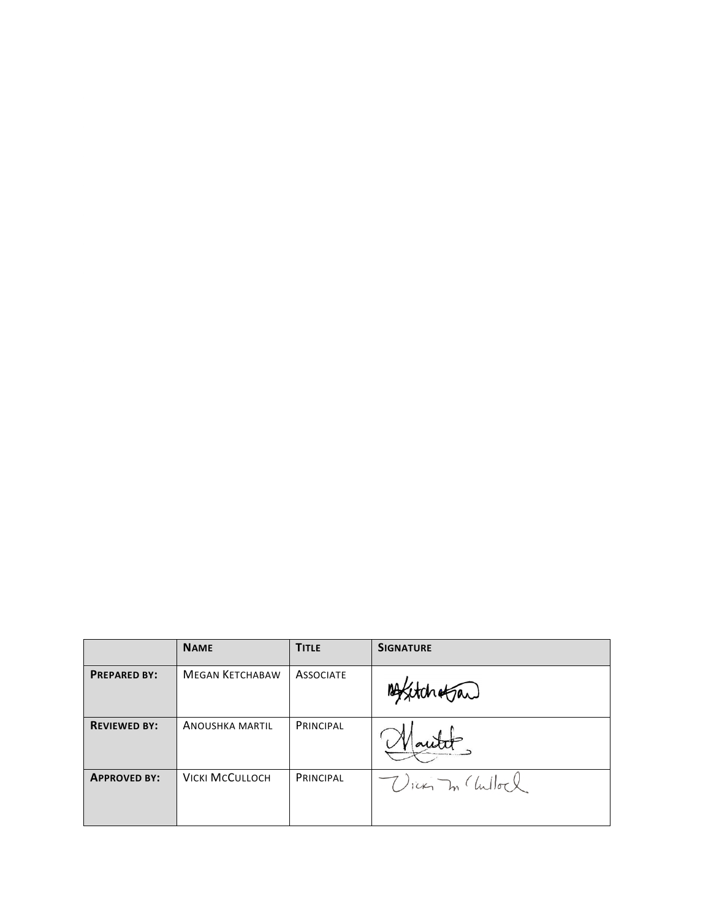| | **Name** | **Title** | **Signature** |
|---|---|---|---|
| **Prepared by:** | Megan Ketchabaw | Associate | MKetchabaw |
| **Reviewed by:** | Anoushka Martil | Principal | Martil |
| **Approved by:** | Vicki McCulloch | Principal | Vicki McCulloch |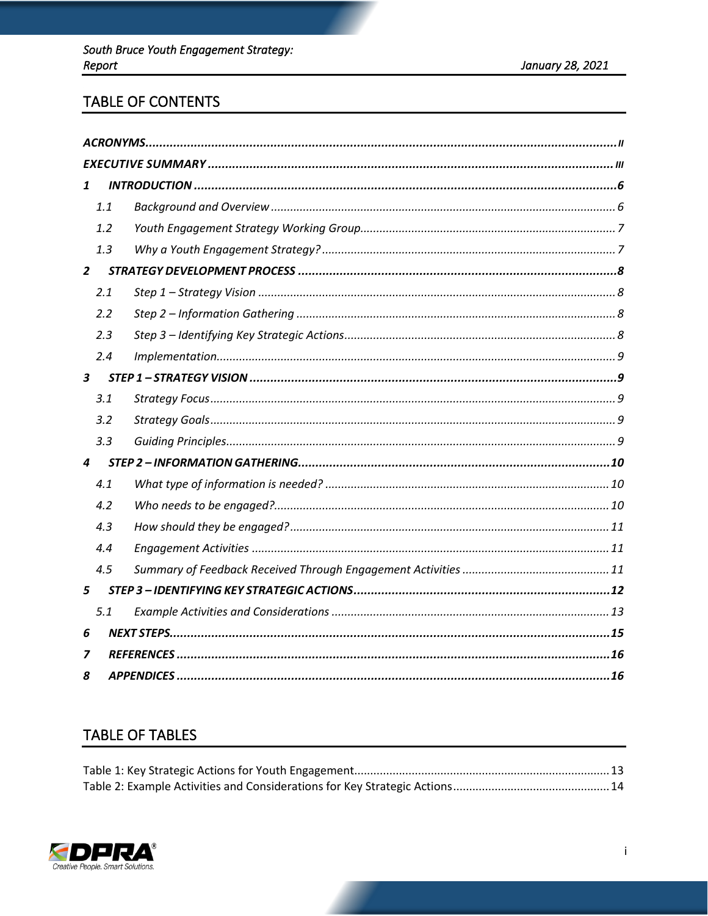## TABLE OF CONTENTS

| | | |
|---|---|---|
| ***ACRONYMS*** | | ***II*** |
| ***EXECUTIVE SUMMARY*** | | ***III*** |
| ***1*** | ***INTRODUCTION*** | ***6*** |
| *1.1* | *Background and Overview* | *6* |
| *1.2* | *Youth Engagement Strategy Working Group* | *7* |
| *1.3* | *Why a Youth Engagement Strategy?* | *7* |
| ***2*** | ***STRATEGY DEVELOPMENT PROCESS*** | ***8*** |
| *2.1* | *Step 1 – Strategy Vision* | *8* |
| *2.2* | *Step 2 – Information Gathering* | *8* |
| *2.3* | *Step 3 – Identifying Key Strategic Actions* | *8* |
| *2.4* | *Implementation* | *9* |
| ***3*** | ***STEP 1 – STRATEGY VISION*** | ***9*** |
| *3.1* | *Strategy Focus* | *9* |
| *3.2* | *Strategy Goals* | *9* |
| *3.3* | *Guiding Principles* | *9* |
| ***4*** | ***STEP 2 – INFORMATION GATHERING*** | ***10*** |
| *4.1* | *What type of information is needed?* | *10* |
| *4.2* | *Who needs to be engaged?* | *10* |
| *4.3* | *How should they be engaged?* | *11* |
| *4.4* | *Engagement Activities* | *11* |
| *4.5* | *Summary of Feedback Received Through Engagement Activities* | *11* |
| ***5*** | ***STEP 3 – IDENTIFYING KEY STRATEGIC ACTIONS*** | ***12*** |
| *5.1* | *Example Activities and Considerations* | *13* |
| ***6*** | ***NEXT STEPS*** | ***15*** |
| ***7*** | ***REFERENCES*** | ***16*** |
| ***8*** | ***APPENDICES*** | ***16*** |

## TABLE OF TABLES

Table 1: Key Strategic Actions for Youth Engagement ........ 13
Table 2: Example Activities and Considerations for Key Strategic Actions ........ 14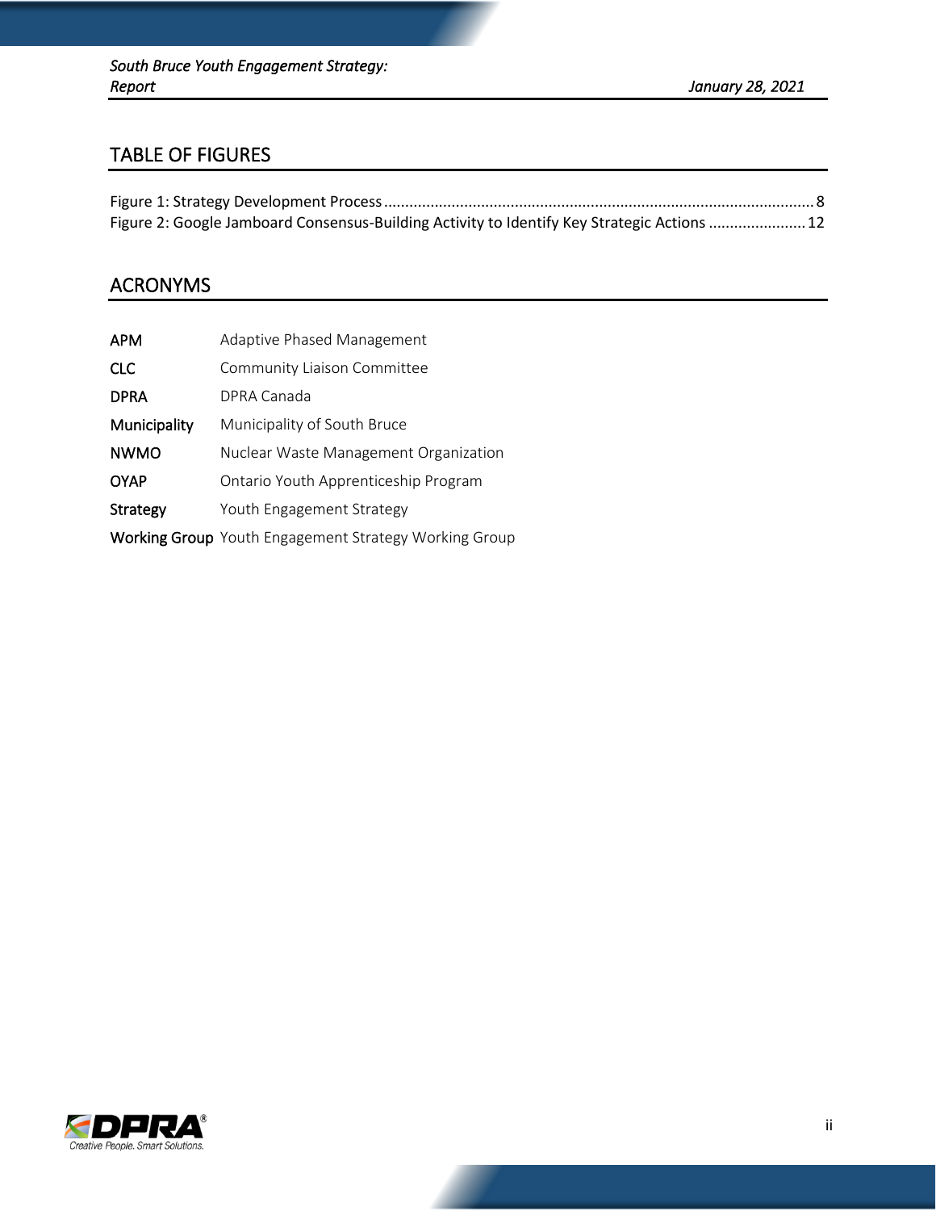## TABLE OF FIGURES

Figure 1: Strategy Development Process ........................................ 8
Figure 2: Google Jamboard Consensus-Building Activity to Identify Key Strategic Actions ........ 12

## ACRONYMS

| | |
|---|---|
| **APM** | Adaptive Phased Management |
| **CLC** | Community Liaison Committee |
| **DPRA** | DPRA Canada |
| **Municipality** | Municipality of South Bruce |
| **NWMO** | Nuclear Waste Management Organization |
| **OYAP** | Ontario Youth Apprenticeship Program |
| **Strategy** | Youth Engagement Strategy |
| **Working Group** | Youth Engagement Strategy Working Group |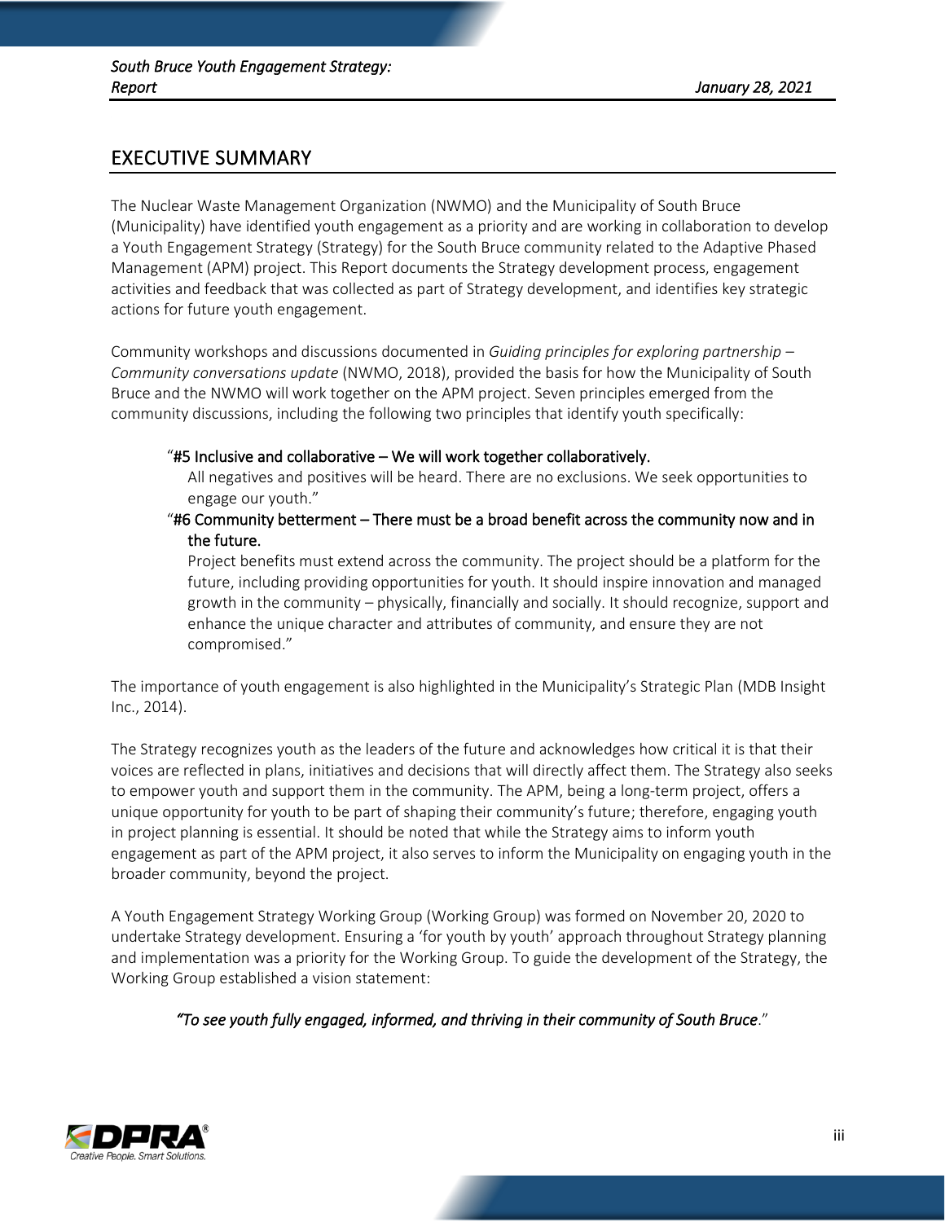## EXECUTIVE SUMMARY

The Nuclear Waste Management Organization (NWMO) and the Municipality of South Bruce (Municipality) have identified youth engagement as a priority and are working in collaboration to develop a Youth Engagement Strategy (Strategy) for the South Bruce community related to the Adaptive Phased Management (APM) project. This Report documents the Strategy development process, engagement activities and feedback that was collected as part of Strategy development, and identifies key strategic actions for future youth engagement.

Community workshops and discussions documented in *Guiding principles for exploring partnership – Community conversations update* (NWMO, 2018), provided the basis for how the Municipality of South Bruce and the NWMO will work together on the APM project. Seven principles emerged from the community discussions, including the following two principles that identify youth specifically:

> "**#5 Inclusive and collaborative – We will work together collaboratively.**
> All negatives and positives will be heard. There are no exclusions. We seek opportunities to engage our youth."
>
> "**#6 Community betterment – There must be a broad benefit across the community now and in the future.**
> Project benefits must extend across the community. The project should be a platform for the future, including providing opportunities for youth. It should inspire innovation and managed growth in the community – physically, financially and socially. It should recognize, support and enhance the unique character and attributes of community, and ensure they are not compromised."

The importance of youth engagement is also highlighted in the Municipality's Strategic Plan (MDB Insight Inc., 2014).

The Strategy recognizes youth as the leaders of the future and acknowledges how critical it is that their voices are reflected in plans, initiatives and decisions that will directly affect them. The Strategy also seeks to empower youth and support them in the community. The APM, being a long-term project, offers a unique opportunity for youth to be part of shaping their community's future; therefore, engaging youth in project planning is essential. It should be noted that while the Strategy aims to inform youth engagement as part of the APM project, it also serves to inform the Municipality on engaging youth in the broader community, beyond the project.

A Youth Engagement Strategy Working Group (Working Group) was formed on November 20, 2020 to undertake Strategy development. Ensuring a 'for youth by youth' approach throughout Strategy planning and implementation was a priority for the Working Group. To guide the development of the Strategy, the Working Group established a vision statement:

*"To see youth fully engaged, informed, and thriving in their community of South Bruce."*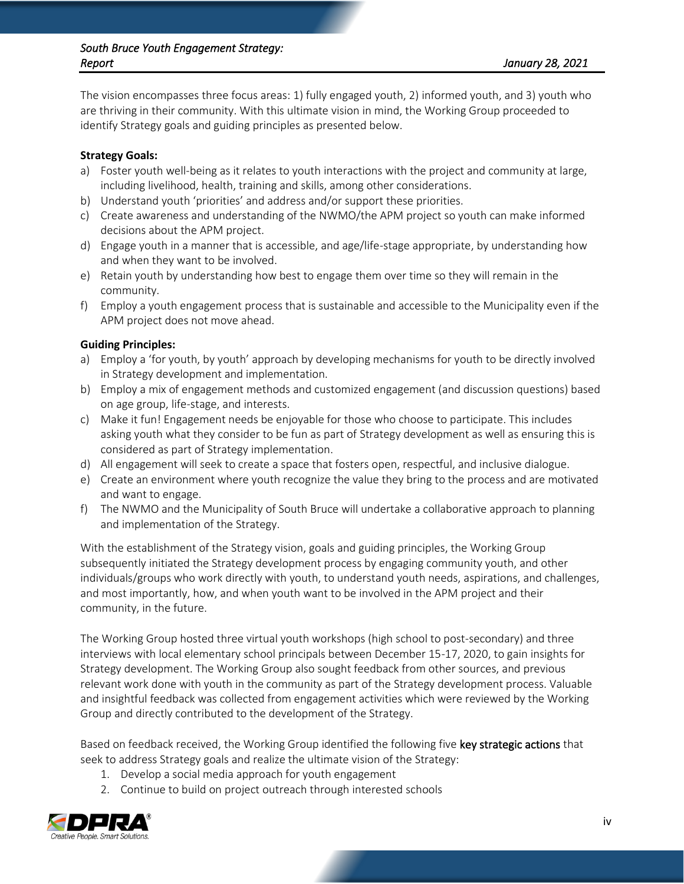The vision encompasses three focus areas: 1) fully engaged youth, 2) informed youth, and 3) youth who are thriving in their community. With this ultimate vision in mind, the Working Group proceeded to identify Strategy goals and guiding principles as presented below.

**Strategy Goals:**

a) Foster youth well-being as it relates to youth interactions with the project and community at large, including livelihood, health, training and skills, among other considerations.
b) Understand youth 'priorities' and address and/or support these priorities.
c) Create awareness and understanding of the NWMO/the APM project so youth can make informed decisions about the APM project.
d) Engage youth in a manner that is accessible, and age/life-stage appropriate, by understanding how and when they want to be involved.
e) Retain youth by understanding how best to engage them over time so they will remain in the community.
f) Employ a youth engagement process that is sustainable and accessible to the Municipality even if the APM project does not move ahead.

**Guiding Principles:**

a) Employ a 'for youth, by youth' approach by developing mechanisms for youth to be directly involved in Strategy development and implementation.
b) Employ a mix of engagement methods and customized engagement (and discussion questions) based on age group, life-stage, and interests.
c) Make it fun! Engagement needs be enjoyable for those who choose to participate. This includes asking youth what they consider to be fun as part of Strategy development as well as ensuring this is considered as part of Strategy implementation.
d) All engagement will seek to create a space that fosters open, respectful, and inclusive dialogue.
e) Create an environment where youth recognize the value they bring to the process and are motivated and want to engage.
f) The NWMO and the Municipality of South Bruce will undertake a collaborative approach to planning and implementation of the Strategy.

With the establishment of the Strategy vision, goals and guiding principles, the Working Group subsequently initiated the Strategy development process by engaging community youth, and other individuals/groups who work directly with youth, to understand youth needs, aspirations, and challenges, and most importantly, how, and when youth want to be involved in the APM project and their community, in the future.

The Working Group hosted three virtual youth workshops (high school to post-secondary) and three interviews with local elementary school principals between December 15-17, 2020, to gain insights for Strategy development. The Working Group also sought feedback from other sources, and previous relevant work done with youth in the community as part of the Strategy development process. Valuable and insightful feedback was collected from engagement activities which were reviewed by the Working Group and directly contributed to the development of the Strategy.

Based on feedback received, the Working Group identified the following five key strategic actions that seek to address Strategy goals and realize the ultimate vision of the Strategy:

1. Develop a social media approach for youth engagement
2. Continue to build on project outreach through interested schools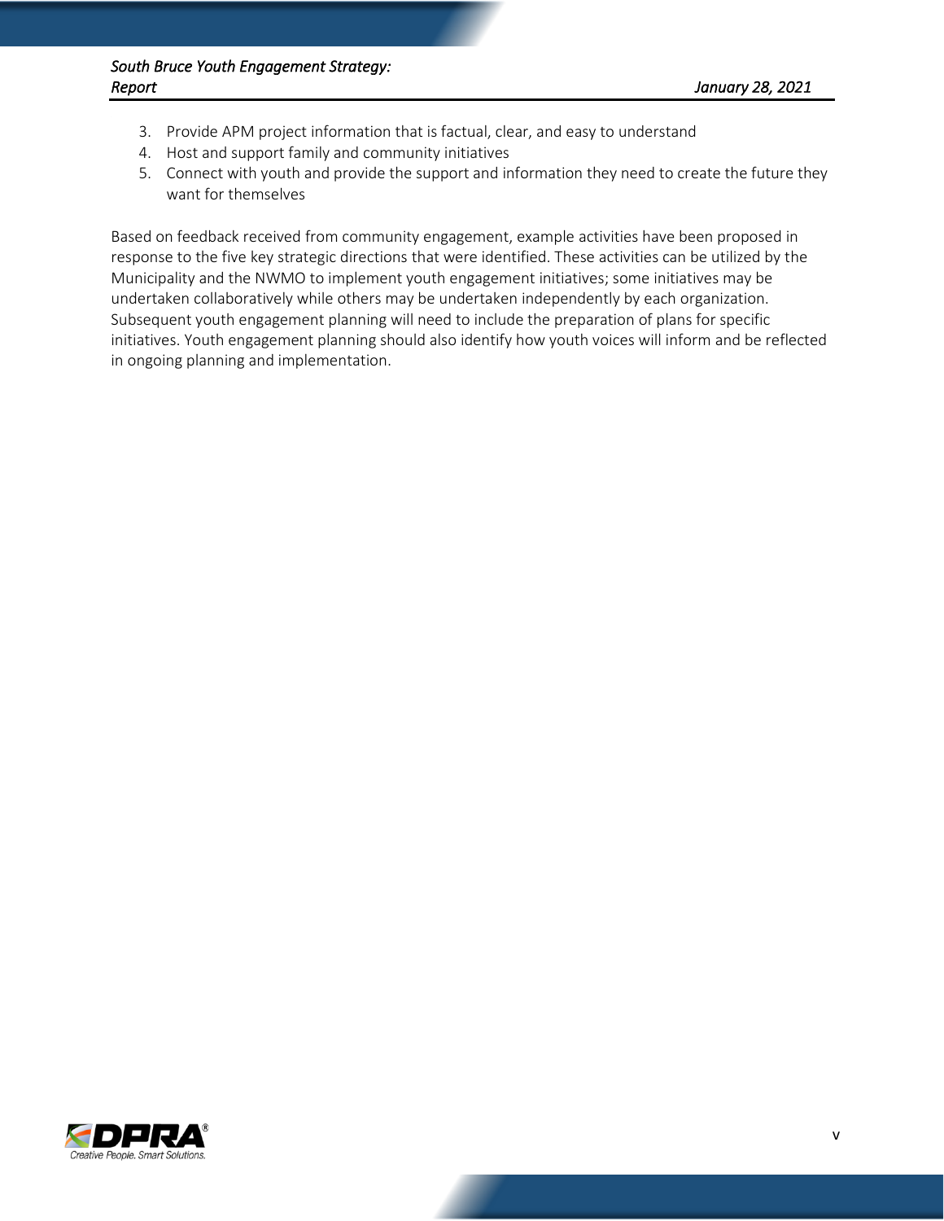3. Provide APM project information that is factual, clear, and easy to understand
4. Host and support family and community initiatives
5. Connect with youth and provide the support and information they need to create the future they want for themselves

Based on feedback received from community engagement, example activities have been proposed in response to the five key strategic directions that were identified. These activities can be utilized by the Municipality and the NWMO to implement youth engagement initiatives; some initiatives may be undertaken collaboratively while others may be undertaken independently by each organization. Subsequent youth engagement planning will need to include the preparation of plans for specific initiatives. Youth engagement planning should also identify how youth voices will inform and be reflected in ongoing planning and implementation.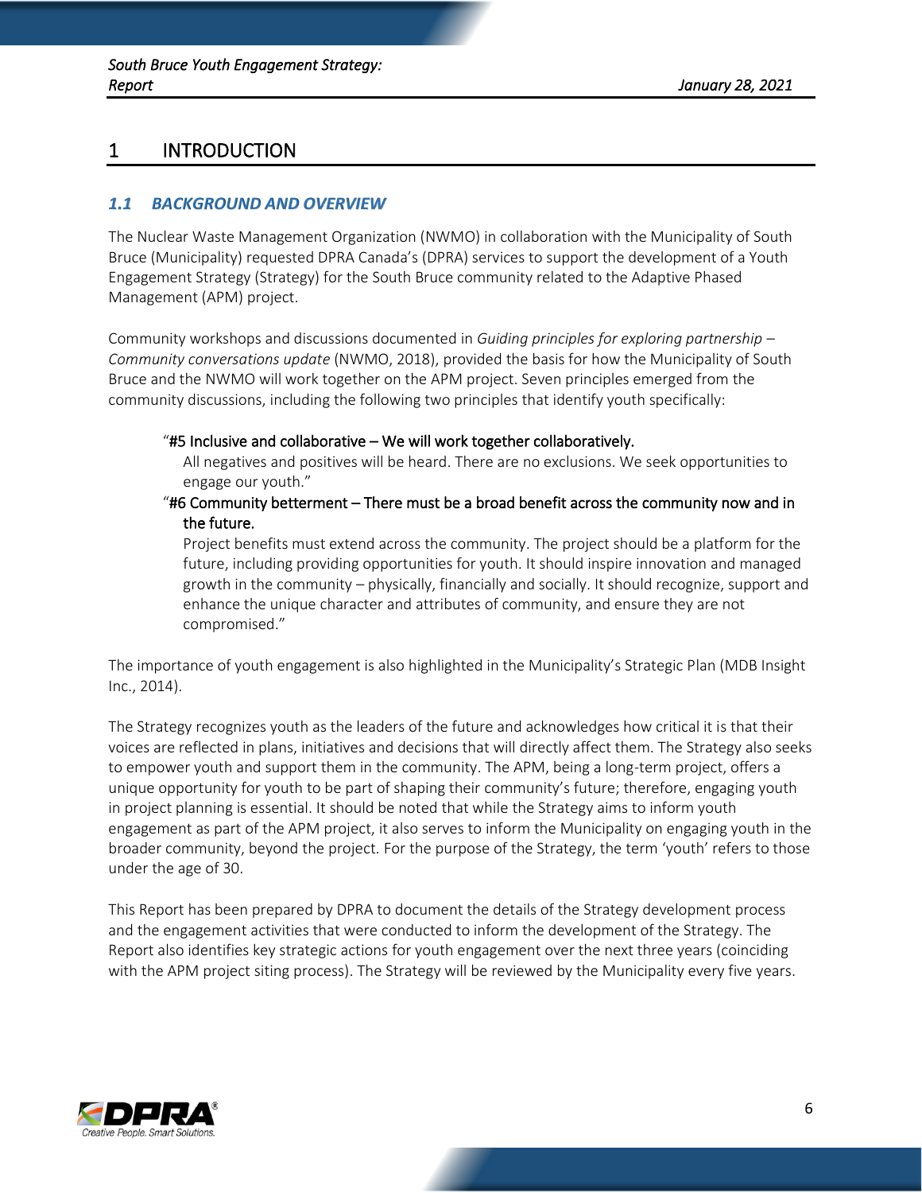# 1 INTRODUCTION

## *1.1 BACKGROUND AND OVERVIEW*

The Nuclear Waste Management Organization (NWMO) in collaboration with the Municipality of South Bruce (Municipality) requested DPRA Canada's (DPRA) services to support the development of a Youth Engagement Strategy (Strategy) for the South Bruce community related to the Adaptive Phased Management (APM) project.

Community workshops and discussions documented in *Guiding principles for exploring partnership – Community conversations update* (NWMO, 2018), provided the basis for how the Municipality of South Bruce and the NWMO will work together on the APM project. Seven principles emerged from the community discussions, including the following two principles that identify youth specifically:

> "#5 Inclusive and collaborative – We will work together collaboratively.
> All negatives and positives will be heard. There are no exclusions. We seek opportunities to engage our youth."
>
> "#6 Community betterment – There must be a broad benefit across the community now and in the future.
> Project benefits must extend across the community. The project should be a platform for the future, including providing opportunities for youth. It should inspire innovation and managed growth in the community – physically, financially and socially. It should recognize, support and enhance the unique character and attributes of community, and ensure they are not compromised."

The importance of youth engagement is also highlighted in the Municipality's Strategic Plan (MDB Insight Inc., 2014).

The Strategy recognizes youth as the leaders of the future and acknowledges how critical it is that their voices are reflected in plans, initiatives and decisions that will directly affect them. The Strategy also seeks to empower youth and support them in the community. The APM, being a long-term project, offers a unique opportunity for youth to be part of shaping their community's future; therefore, engaging youth in project planning is essential. It should be noted that while the Strategy aims to inform youth engagement as part of the APM project, it also serves to inform the Municipality on engaging youth in the broader community, beyond the project. For the purpose of the Strategy, the term 'youth' refers to those under the age of 30.

This Report has been prepared by DPRA to document the details of the Strategy development process and the engagement activities that were conducted to inform the development of the Strategy. The Report also identifies key strategic actions for youth engagement over the next three years (coinciding with the APM project siting process). The Strategy will be reviewed by the Municipality every five years.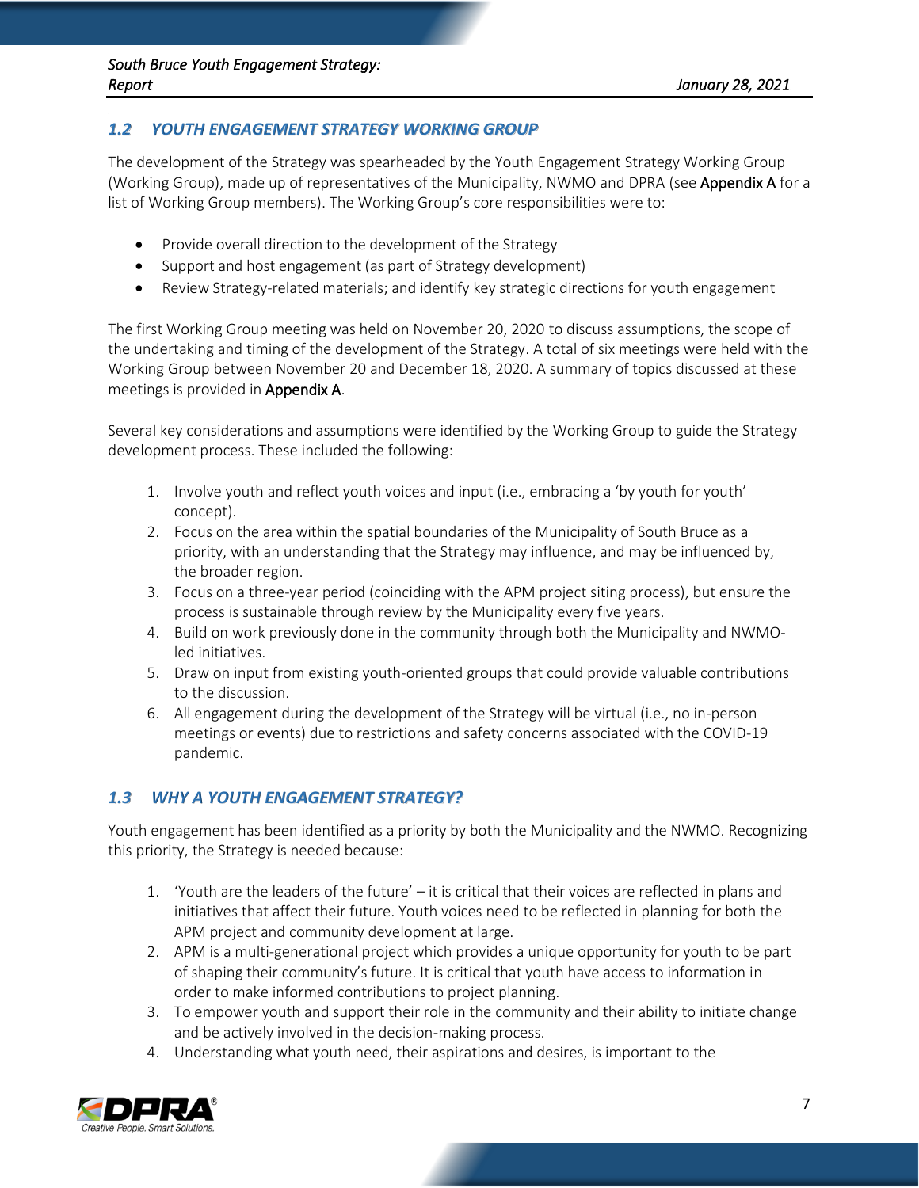## 1.2 YOUTH ENGAGEMENT STRATEGY WORKING GROUP

The development of the Strategy was spearheaded by the Youth Engagement Strategy Working Group (Working Group), made up of representatives of the Municipality, NWMO and DPRA (see **Appendix A** for a list of Working Group members). The Working Group's core responsibilities were to:

- Provide overall direction to the development of the Strategy
- Support and host engagement (as part of Strategy development)
- Review Strategy-related materials; and identify key strategic directions for youth engagement

The first Working Group meeting was held on November 20, 2020 to discuss assumptions, the scope of the undertaking and timing of the development of the Strategy. A total of six meetings were held with the Working Group between November 20 and December 18, 2020. A summary of topics discussed at these meetings is provided in **Appendix A**.

Several key considerations and assumptions were identified by the Working Group to guide the Strategy development process. These included the following:

1. Involve youth and reflect youth voices and input (i.e., embracing a 'by youth for youth' concept).
2. Focus on the area within the spatial boundaries of the Municipality of South Bruce as a priority, with an understanding that the Strategy may influence, and may be influenced by, the broader region.
3. Focus on a three-year period (coinciding with the APM project siting process), but ensure the process is sustainable through review by the Municipality every five years.
4. Build on work previously done in the community through both the Municipality and NWMO-led initiatives.
5. Draw on input from existing youth-oriented groups that could provide valuable contributions to the discussion.
6. All engagement during the development of the Strategy will be virtual (i.e., no in-person meetings or events) due to restrictions and safety concerns associated with the COVID-19 pandemic.

## 1.3 WHY A YOUTH ENGAGEMENT STRATEGY?

Youth engagement has been identified as a priority by both the Municipality and the NWMO. Recognizing this priority, the Strategy is needed because:

1. 'Youth are the leaders of the future' – it is critical that their voices are reflected in plans and initiatives that affect their future. Youth voices need to be reflected in planning for both the APM project and community development at large.
2. APM is a multi-generational project which provides a unique opportunity for youth to be part of shaping their community's future. It is critical that youth have access to information in order to make informed contributions to project planning.
3. To empower youth and support their role in the community and their ability to initiate change and be actively involved in the decision-making process.
4. Understanding what youth need, their aspirations and desires, is important to the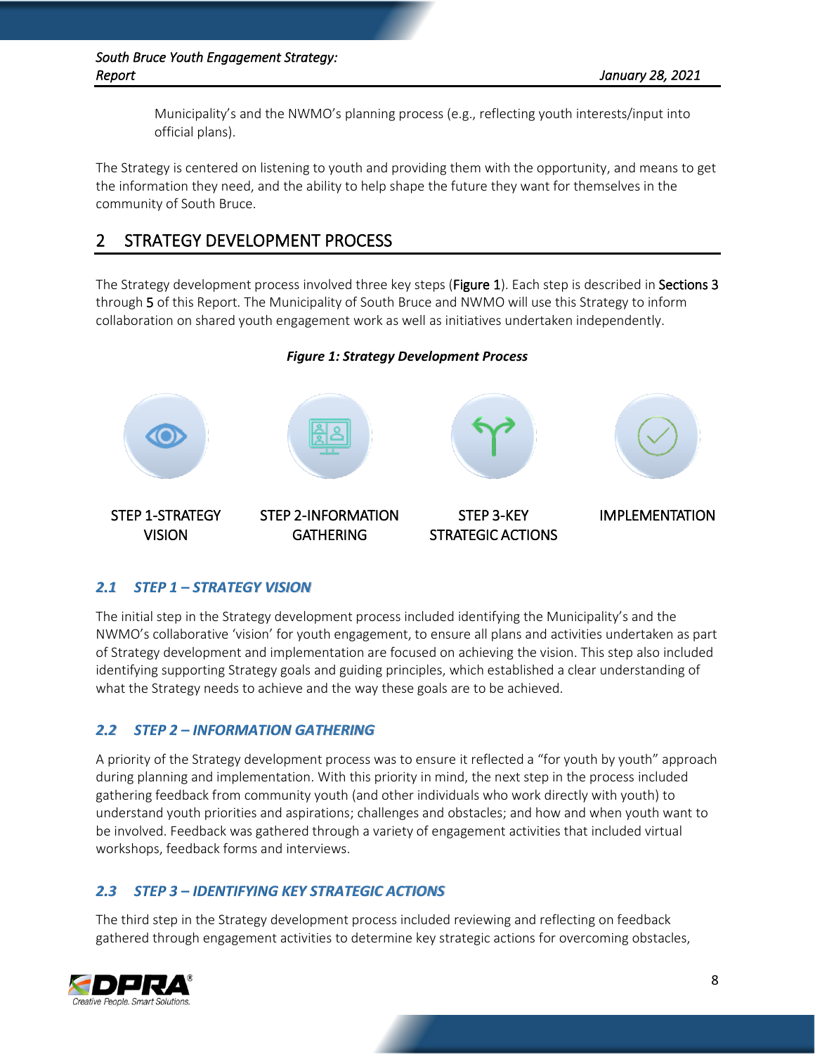Municipality's and the NWMO's planning process (e.g., reflecting youth interests/input into official plans).

The Strategy is centered on listening to youth and providing them with the opportunity, and means to get the information they need, and the ability to help shape the future they want for themselves in the community of South Bruce.

# 2 STRATEGY DEVELOPMENT PROCESS

The Strategy development process involved three key steps (**Figure 1**). Each step is described in **Sections 3** through **5** of this Report. The Municipality of South Bruce and NWMO will use this Strategy to inform collaboration on shared youth engagement work as well as initiatives undertaken independently.

***Figure 1: Strategy Development Process***

STEP 1-STRATEGY VISION

STEP 2-INFORMATION GATHERING

STEP 3-KEY STRATEGIC ACTIONS

IMPLEMENTATION

## *2.1 STEP 1 – STRATEGY VISION*

The initial step in the Strategy development process included identifying the Municipality's and the NWMO's collaborative 'vision' for youth engagement, to ensure all plans and activities undertaken as part of Strategy development and implementation are focused on achieving the vision. This step also included identifying supporting Strategy goals and guiding principles, which established a clear understanding of what the Strategy needs to achieve and the way these goals are to be achieved.

## *2.2 STEP 2 – INFORMATION GATHERING*

A priority of the Strategy development process was to ensure it reflected a "for youth by youth" approach during planning and implementation. With this priority in mind, the next step in the process included gathering feedback from community youth (and other individuals who work directly with youth) to understand youth priorities and aspirations; challenges and obstacles; and how and when youth want to be involved. Feedback was gathered through a variety of engagement activities that included virtual workshops, feedback forms and interviews.

## *2.3 STEP 3 – IDENTIFYING KEY STRATEGIC ACTIONS*

The third step in the Strategy development process included reviewing and reflecting on feedback gathered through engagement activities to determine key strategic actions for overcoming obstacles,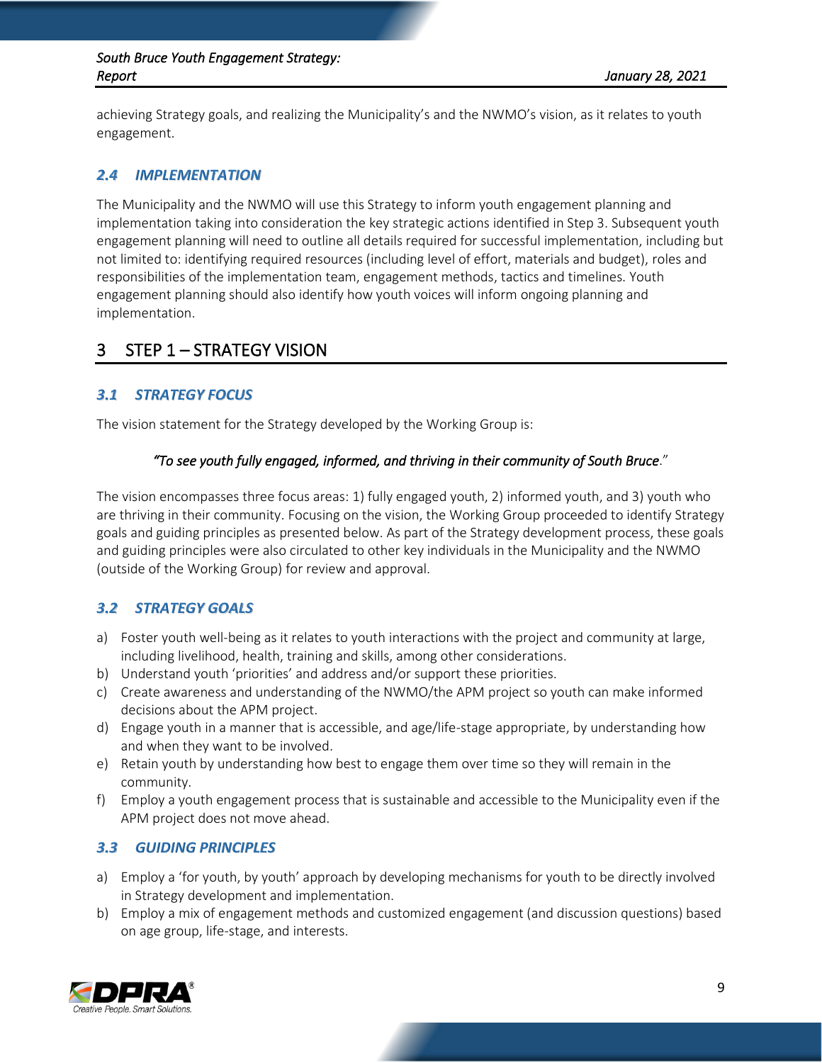achieving Strategy goals, and realizing the Municipality's and the NWMO's vision, as it relates to youth engagement.

### *2.4 IMPLEMENTATION*

The Municipality and the NWMO will use this Strategy to inform youth engagement planning and implementation taking into consideration the key strategic actions identified in Step 3. Subsequent youth engagement planning will need to outline all details required for successful implementation, including but not limited to: identifying required resources (including level of effort, materials and budget), roles and responsibilities of the implementation team, engagement methods, tactics and timelines. Youth engagement planning should also identify how youth voices will inform ongoing planning and implementation.

## 3 STEP 1 – STRATEGY VISION

### *3.1 STRATEGY FOCUS*

The vision statement for the Strategy developed by the Working Group is:

> *"To see youth fully engaged, informed, and thriving in their community of South Bruce."*

The vision encompasses three focus areas: 1) fully engaged youth, 2) informed youth, and 3) youth who are thriving in their community. Focusing on the vision, the Working Group proceeded to identify Strategy goals and guiding principles as presented below. As part of the Strategy development process, these goals and guiding principles were also circulated to other key individuals in the Municipality and the NWMO (outside of the Working Group) for review and approval.

### *3.2 STRATEGY GOALS*

a) Foster youth well-being as it relates to youth interactions with the project and community at large, including livelihood, health, training and skills, among other considerations.
b) Understand youth 'priorities' and address and/or support these priorities.
c) Create awareness and understanding of the NWMO/the APM project so youth can make informed decisions about the APM project.
d) Engage youth in a manner that is accessible, and age/life-stage appropriate, by understanding how and when they want to be involved.
e) Retain youth by understanding how best to engage them over time so they will remain in the community.
f) Employ a youth engagement process that is sustainable and accessible to the Municipality even if the APM project does not move ahead.

### *3.3 GUIDING PRINCIPLES*

a) Employ a 'for youth, by youth' approach by developing mechanisms for youth to be directly involved in Strategy development and implementation.
b) Employ a mix of engagement methods and customized engagement (and discussion questions) based on age group, life-stage, and interests.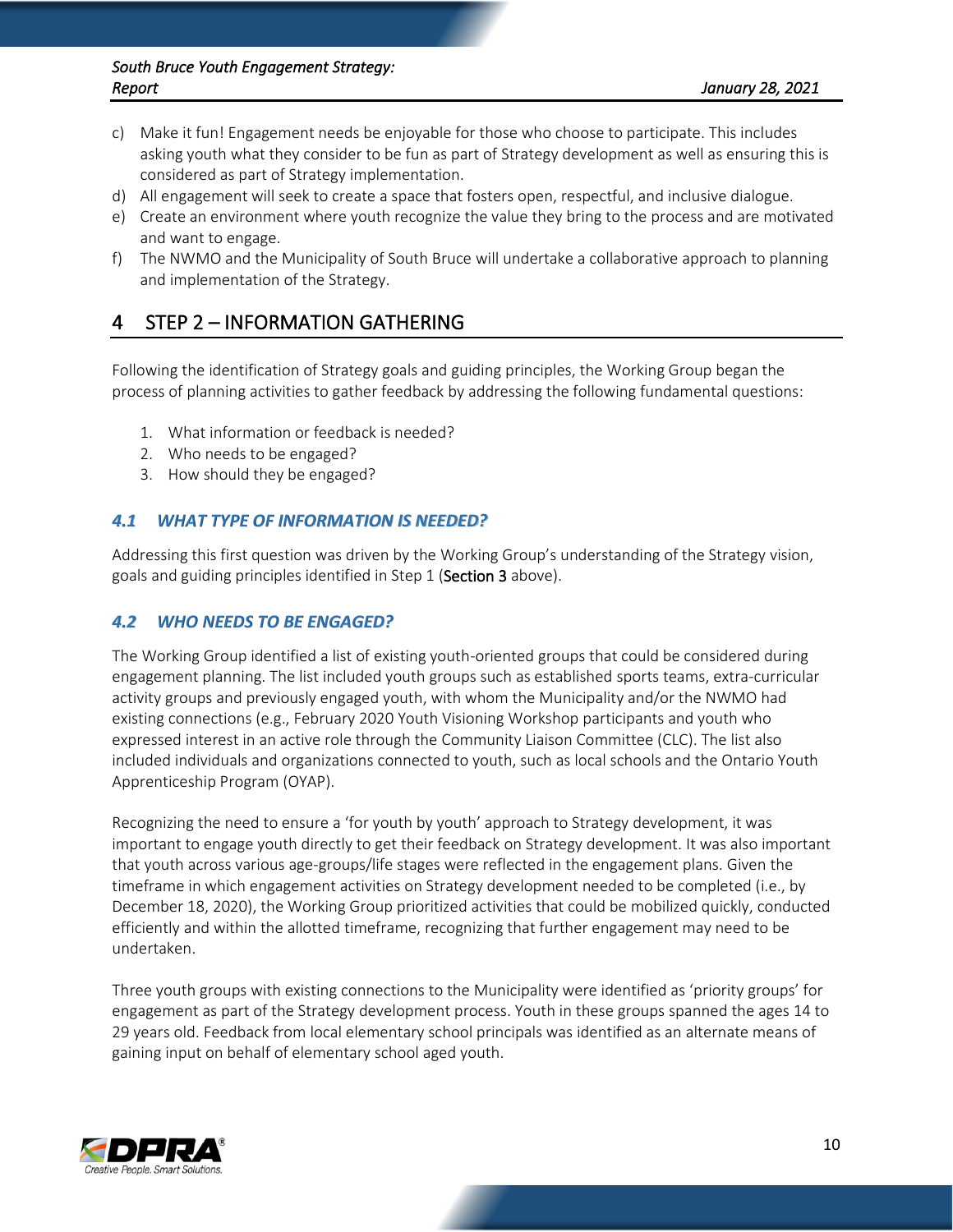c) Make it fun! Engagement needs be enjoyable for those who choose to participate. This includes asking youth what they consider to be fun as part of Strategy development as well as ensuring this is considered as part of Strategy implementation.
d) All engagement will seek to create a space that fosters open, respectful, and inclusive dialogue.
e) Create an environment where youth recognize the value they bring to the process and are motivated and want to engage.
f) The NWMO and the Municipality of South Bruce will undertake a collaborative approach to planning and implementation of the Strategy.

# 4 STEP 2 – INFORMATION GATHERING

Following the identification of Strategy goals and guiding principles, the Working Group began the process of planning activities to gather feedback by addressing the following fundamental questions:

1. What information or feedback is needed?
2. Who needs to be engaged?
3. How should they be engaged?

## *4.1 WHAT TYPE OF INFORMATION IS NEEDED?*

Addressing this first question was driven by the Working Group's understanding of the Strategy vision, goals and guiding principles identified in Step 1 (Section 3 above).

## *4.2 WHO NEEDS TO BE ENGAGED?*

The Working Group identified a list of existing youth-oriented groups that could be considered during engagement planning. The list included youth groups such as established sports teams, extra-curricular activity groups and previously engaged youth, with whom the Municipality and/or the NWMO had existing connections (e.g., February 2020 Youth Visioning Workshop participants and youth who expressed interest in an active role through the Community Liaison Committee (CLC). The list also included individuals and organizations connected to youth, such as local schools and the Ontario Youth Apprenticeship Program (OYAP).

Recognizing the need to ensure a 'for youth by youth' approach to Strategy development, it was important to engage youth directly to get their feedback on Strategy development. It was also important that youth across various age-groups/life stages were reflected in the engagement plans. Given the timeframe in which engagement activities on Strategy development needed to be completed (i.e., by December 18, 2020), the Working Group prioritized activities that could be mobilized quickly, conducted efficiently and within the allotted timeframe, recognizing that further engagement may need to be undertaken.

Three youth groups with existing connections to the Municipality were identified as 'priority groups' for engagement as part of the Strategy development process. Youth in these groups spanned the ages 14 to 29 years old. Feedback from local elementary school principals was identified as an alternate means of gaining input on behalf of elementary school aged youth.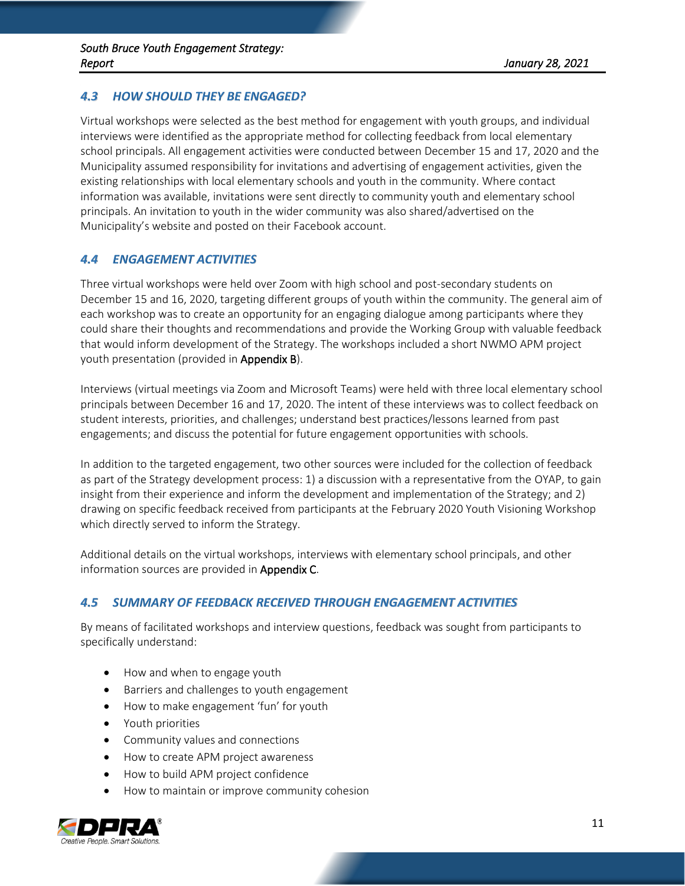## 4.3 HOW SHOULD THEY BE ENGAGED?

Virtual workshops were selected as the best method for engagement with youth groups, and individual interviews were identified as the appropriate method for collecting feedback from local elementary school principals. All engagement activities were conducted between December 15 and 17, 2020 and the Municipality assumed responsibility for invitations and advertising of engagement activities, given the existing relationships with local elementary schools and youth in the community. Where contact information was available, invitations were sent directly to community youth and elementary school principals. An invitation to youth in the wider community was also shared/advertised on the Municipality's website and posted on their Facebook account.

## 4.4 ENGAGEMENT ACTIVITIES

Three virtual workshops were held over Zoom with high school and post-secondary students on December 15 and 16, 2020, targeting different groups of youth within the community. The general aim of each workshop was to create an opportunity for an engaging dialogue among participants where they could share their thoughts and recommendations and provide the Working Group with valuable feedback that would inform development of the Strategy. The workshops included a short NWMO APM project youth presentation (provided in **Appendix B**).

Interviews (virtual meetings via Zoom and Microsoft Teams) were held with three local elementary school principals between December 16 and 17, 2020. The intent of these interviews was to collect feedback on student interests, priorities, and challenges; understand best practices/lessons learned from past engagements; and discuss the potential for future engagement opportunities with schools.

In addition to the targeted engagement, two other sources were included for the collection of feedback as part of the Strategy development process: 1) a discussion with a representative from the OYAP, to gain insight from their experience and inform the development and implementation of the Strategy; and 2) drawing on specific feedback received from participants at the February 2020 Youth Visioning Workshop which directly served to inform the Strategy.

Additional details on the virtual workshops, interviews with elementary school principals, and other information sources are provided in **Appendix C**.

## 4.5 SUMMARY OF FEEDBACK RECEIVED THROUGH ENGAGEMENT ACTIVITIES

By means of facilitated workshops and interview questions, feedback was sought from participants to specifically understand:

- How and when to engage youth
- Barriers and challenges to youth engagement
- How to make engagement 'fun' for youth
- Youth priorities
- Community values and connections
- How to create APM project awareness
- How to build APM project confidence
- How to maintain or improve community cohesion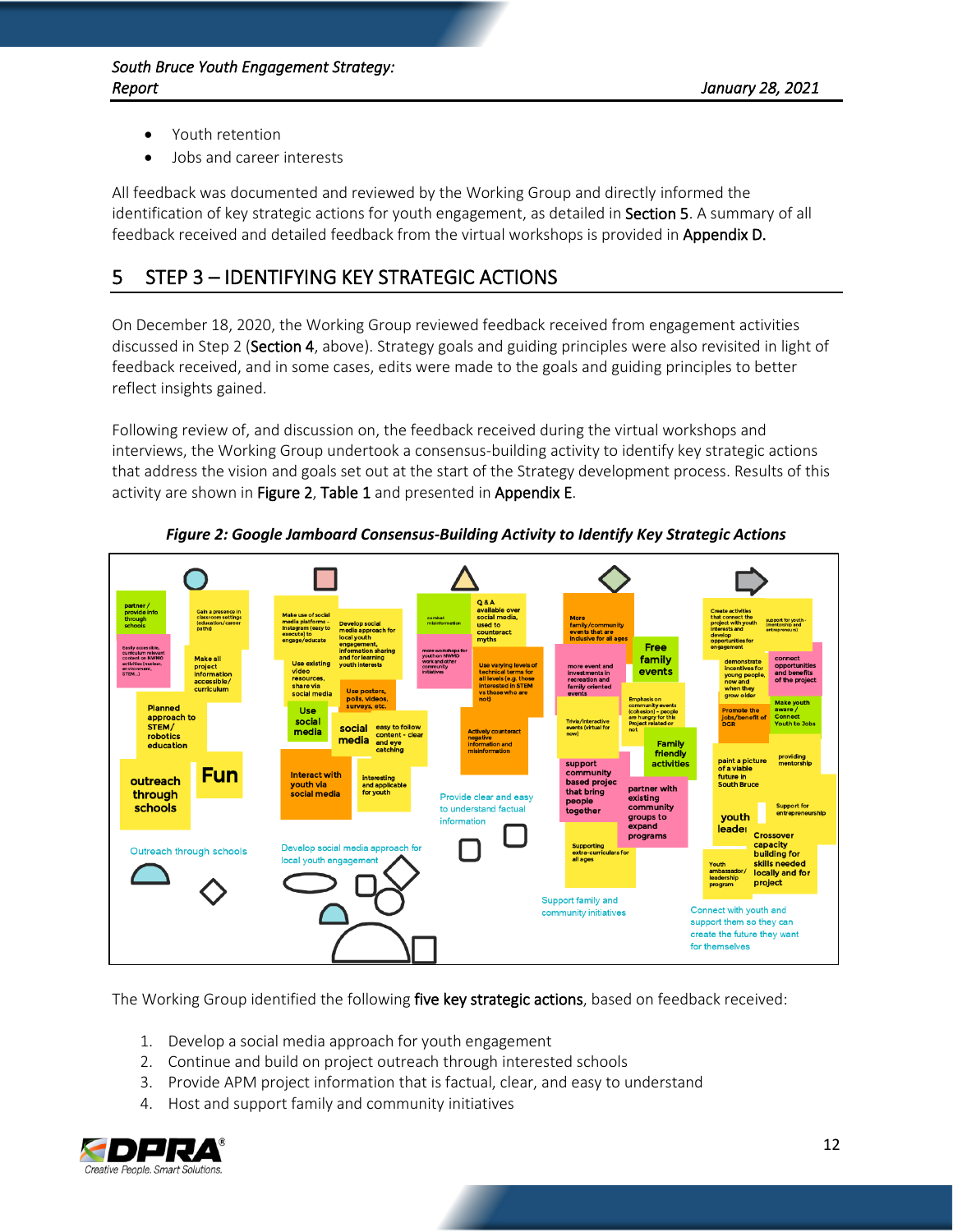- Youth retention
- Jobs and career interests

All feedback was documented and reviewed by the Working Group and directly informed the identification of key strategic actions for youth engagement, as detailed in Section 5. A summary of all feedback received and detailed feedback from the virtual workshops is provided in Appendix D.

# 5 STEP 3 – IDENTIFYING KEY STRATEGIC ACTIONS

On December 18, 2020, the Working Group reviewed feedback received from engagement activities discussed in Step 2 (Section 4, above). Strategy goals and guiding principles were also revisited in light of feedback received, and in some cases, edits were made to the goals and guiding principles to better reflect insights gained.

Following review of, and discussion on, the feedback received during the virtual workshops and interviews, the Working Group undertook a consensus-building activity to identify key strategic actions that address the vision and goals set out at the start of the Strategy development process. Results of this activity are shown in Figure 2, Table 1 and presented in Appendix E.

*Figure 2: Google Jamboard Consensus-Building Activity to Identify Key Strategic Actions*

The Working Group identified the following five key strategic actions, based on feedback received:

1. Develop a social media approach for youth engagement
2. Continue and build on project outreach through interested schools
3. Provide APM project information that is factual, clear, and easy to understand
4. Host and support family and community initiatives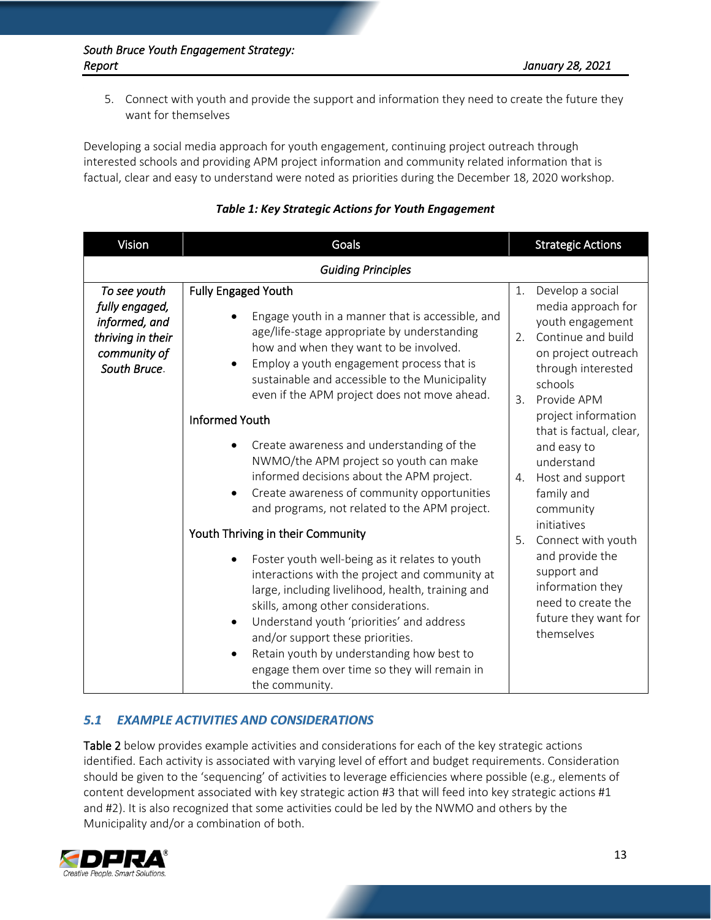5. Connect with youth and provide the support and information they need to create the future they want for themselves

Developing a social media approach for youth engagement, continuing project outreach through interested schools and providing APM project information and community related information that is factual, clear and easy to understand were noted as priorities during the December 18, 2020 workshop.

***Table 1: Key Strategic Actions for Youth Engagement***

| Vision | Goals | Strategic Actions |
|---|---|---|
| | *Guiding Principles* | |
| *To see youth fully engaged, informed, and thriving in their community of South Bruce.* | **Fully Engaged Youth**<br>• Engage youth in a manner that is accessible, and age/life-stage appropriate by understanding how and when they want to be involved.<br>• Employ a youth engagement process that is sustainable and accessible to the Municipality even if the APM project does not move ahead.<br>**Informed Youth**<br>• Create awareness and understanding of the NWMO/the APM project so youth can make informed decisions about the APM project.<br>• Create awareness of community opportunities and programs, not related to the APM project.<br>**Youth Thriving in their Community**<br>• Foster youth well-being as it relates to youth interactions with the project and community at large, including livelihood, health, training and skills, among other considerations.<br>• Understand youth 'priorities' and address and/or support these priorities.<br>• Retain youth by understanding how best to engage them over time so they will remain in the community. | 1. Develop a social media approach for youth engagement<br>2. Continue and build on project outreach through interested schools<br>3. Provide APM project information that is factual, clear, and easy to understand<br>4. Host and support family and community initiatives<br>5. Connect with youth and provide the support and information they need to create the future they want for themselves |

### *5.1 EXAMPLE ACTIVITIES AND CONSIDERATIONS*

Table 2 below provides example activities and considerations for each of the key strategic actions identified. Each activity is associated with varying level of effort and budget requirements. Consideration should be given to the 'sequencing' of activities to leverage efficiencies where possible (e.g., elements of content development associated with key strategic action #3 that will feed into key strategic actions #1 and #2). It is also recognized that some activities could be led by the NWMO and others by the Municipality and/or a combination of both.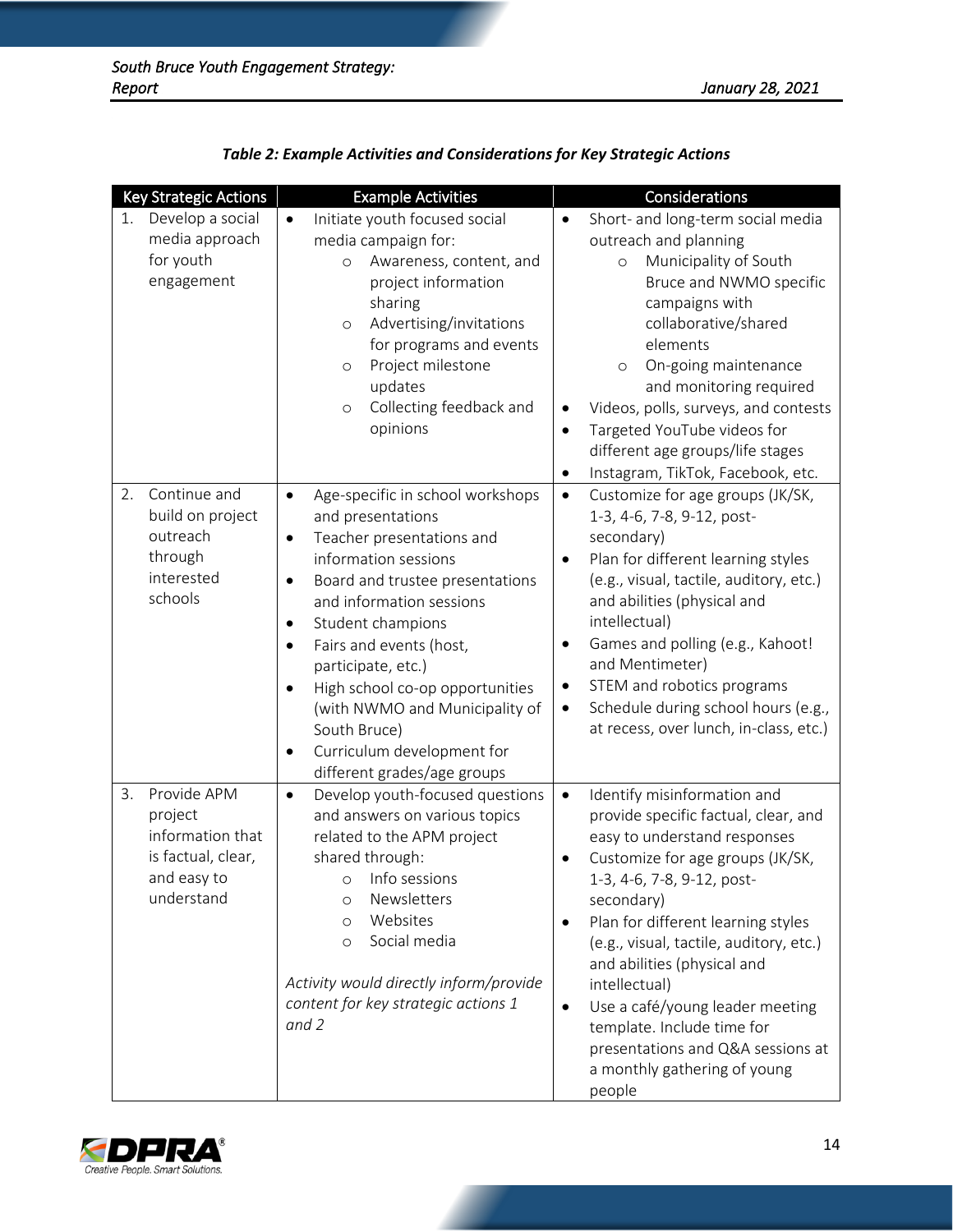*Table 2: Example Activities and Considerations for Key Strategic Actions*

| Key Strategic Actions | Example Activities | Considerations |
|---|---|---|
| 1. Develop a social media approach for youth engagement | • Initiate youth focused social media campaign for:<br>  ○ Awareness, content, and project information sharing<br>  ○ Advertising/invitations for programs and events<br>  ○ Project milestone updates<br>  ○ Collecting feedback and opinions | • Short- and long-term social media outreach and planning<br>  ○ Municipality of South Bruce and NWMO specific campaigns with collaborative/shared elements<br>  ○ On-going maintenance and monitoring required<br>• Videos, polls, surveys, and contests<br>• Targeted YouTube videos for different age groups/life stages<br>• Instagram, TikTok, Facebook, etc. |
| 2. Continue and build on project outreach through interested schools | • Age-specific in school workshops and presentations<br>• Teacher presentations and information sessions<br>• Board and trustee presentations and information sessions<br>• Student champions<br>• Fairs and events (host, participate, etc.)<br>• High school co-op opportunities (with NWMO and Municipality of South Bruce)<br>• Curriculum development for different grades/age groups | • Customize for age groups (JK/SK, 1-3, 4-6, 7-8, 9-12, post-secondary)<br>• Plan for different learning styles (e.g., visual, tactile, auditory, etc.) and abilities (physical and intellectual)<br>• Games and polling (e.g., Kahoot! and Mentimeter)<br>• STEM and robotics programs<br>• Schedule during school hours (e.g., at recess, over lunch, in-class, etc.) |
| 3. Provide APM project information that is factual, clear, and easy to understand | • Develop youth-focused questions and answers on various topics related to the APM project shared through:<br>  ○ Info sessions<br>  ○ Newsletters<br>  ○ Websites<br>  ○ Social media<br><br>*Activity would directly inform/provide content for key strategic actions 1 and 2* | • Identify misinformation and provide specific factual, clear, and easy to understand responses<br>• Customize for age groups (JK/SK, 1-3, 4-6, 7-8, 9-12, post-secondary)<br>• Plan for different learning styles (e.g., visual, tactile, auditory, etc.) and abilities (physical and intellectual)<br>• Use a café/young leader meeting template. Include time for presentations and Q&A sessions at a monthly gathering of young people |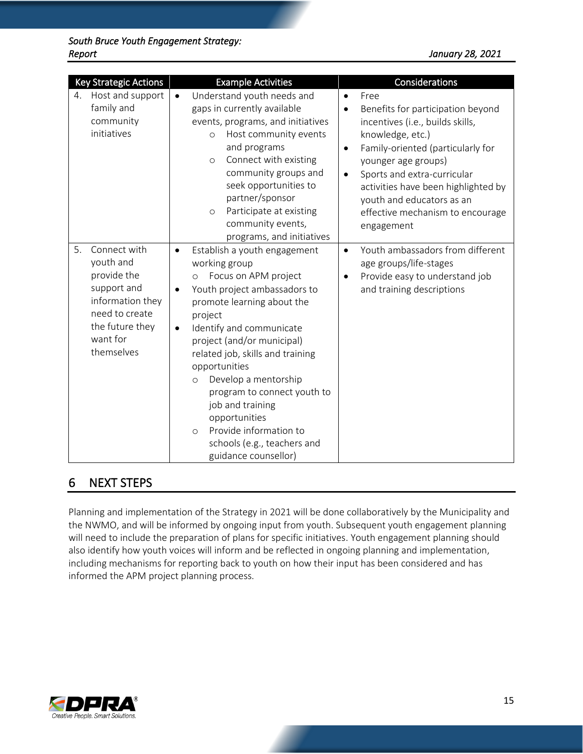| Key Strategic Actions | Example Activities | Considerations |
| --- | --- | --- |
| 4. Host and support family and community initiatives | • Understand youth needs and gaps in currently available events, programs, and initiatives<br>  ○ Host community events and programs<br>  ○ Connect with existing community groups and seek opportunities to partner/sponsor<br>  ○ Participate at existing community events, programs, and initiatives | • Free<br>• Benefits for participation beyond incentives (i.e., builds skills, knowledge, etc.)<br>• Family-oriented (particularly for younger age groups)<br>• Sports and extra-curricular activities have been highlighted by youth and educators as an effective mechanism to encourage engagement |
| 5. Connect with youth and provide the support and information they need to create the future they want for themselves | • Establish a youth engagement working group<br>  ○ Focus on APM project<br>• Youth project ambassadors to promote learning about the project<br>• Identify and communicate project (and/or municipal) related job, skills and training opportunities<br>  ○ Develop a mentorship program to connect youth to job and training opportunities<br>  ○ Provide information to schools (e.g., teachers and guidance counsellor) | • Youth ambassadors from different age groups/life-stages<br>• Provide easy to understand job and training descriptions |

# 6 NEXT STEPS

Planning and implementation of the Strategy in 2021 will be done collaboratively by the Municipality and the NWMO, and will be informed by ongoing input from youth. Subsequent youth engagement planning will need to include the preparation of plans for specific initiatives. Youth engagement planning should also identify how youth voices will inform and be reflected in ongoing planning and implementation, including mechanisms for reporting back to youth on how their input has been considered and has informed the APM project planning process.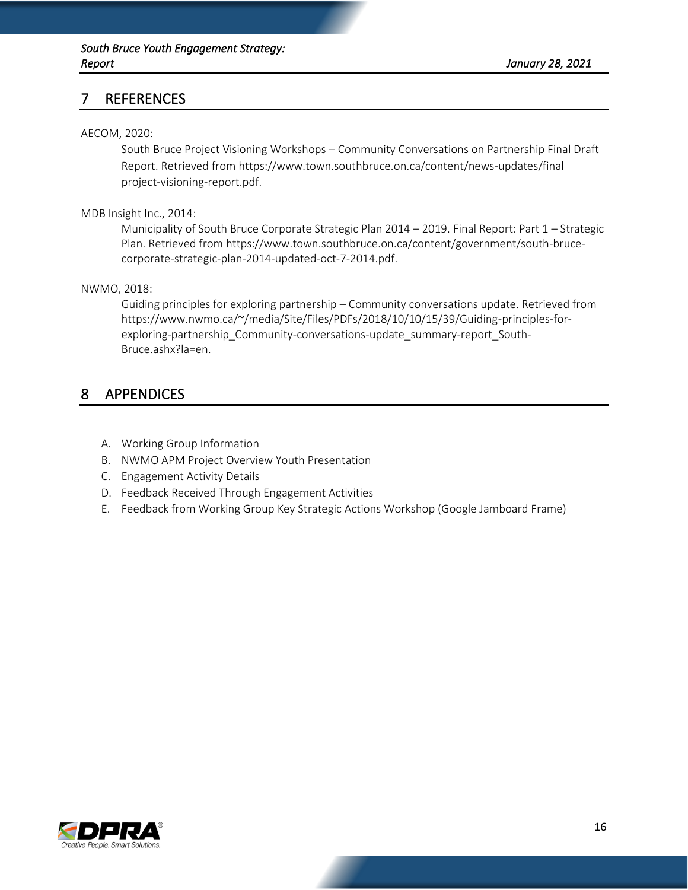# 7 REFERENCES

AECOM, 2020:

South Bruce Project Visioning Workshops – Community Conversations on Partnership Final Draft Report. Retrieved from https://www.town.southbruce.on.ca/content/news-updates/final project-visioning-report.pdf.

MDB Insight Inc., 2014:

Municipality of South Bruce Corporate Strategic Plan 2014 – 2019. Final Report: Part 1 – Strategic Plan. Retrieved from https://www.town.southbruce.on.ca/content/government/south-bruce-corporate-strategic-plan-2014-updated-oct-7-2014.pdf.

NWMO, 2018:

Guiding principles for exploring partnership – Community conversations update. Retrieved from https://www.nwmo.ca/~/media/Site/Files/PDFs/2018/10/10/15/39/Guiding-principles-for-exploring-partnership_Community-conversations-update_summary-report_South-Bruce.ashx?la=en.

# 8 APPENDICES

A. Working Group Information
B. NWMO APM Project Overview Youth Presentation
C. Engagement Activity Details
D. Feedback Received Through Engagement Activities
E. Feedback from Working Group Key Strategic Actions Workshop (Google Jamboard Frame)